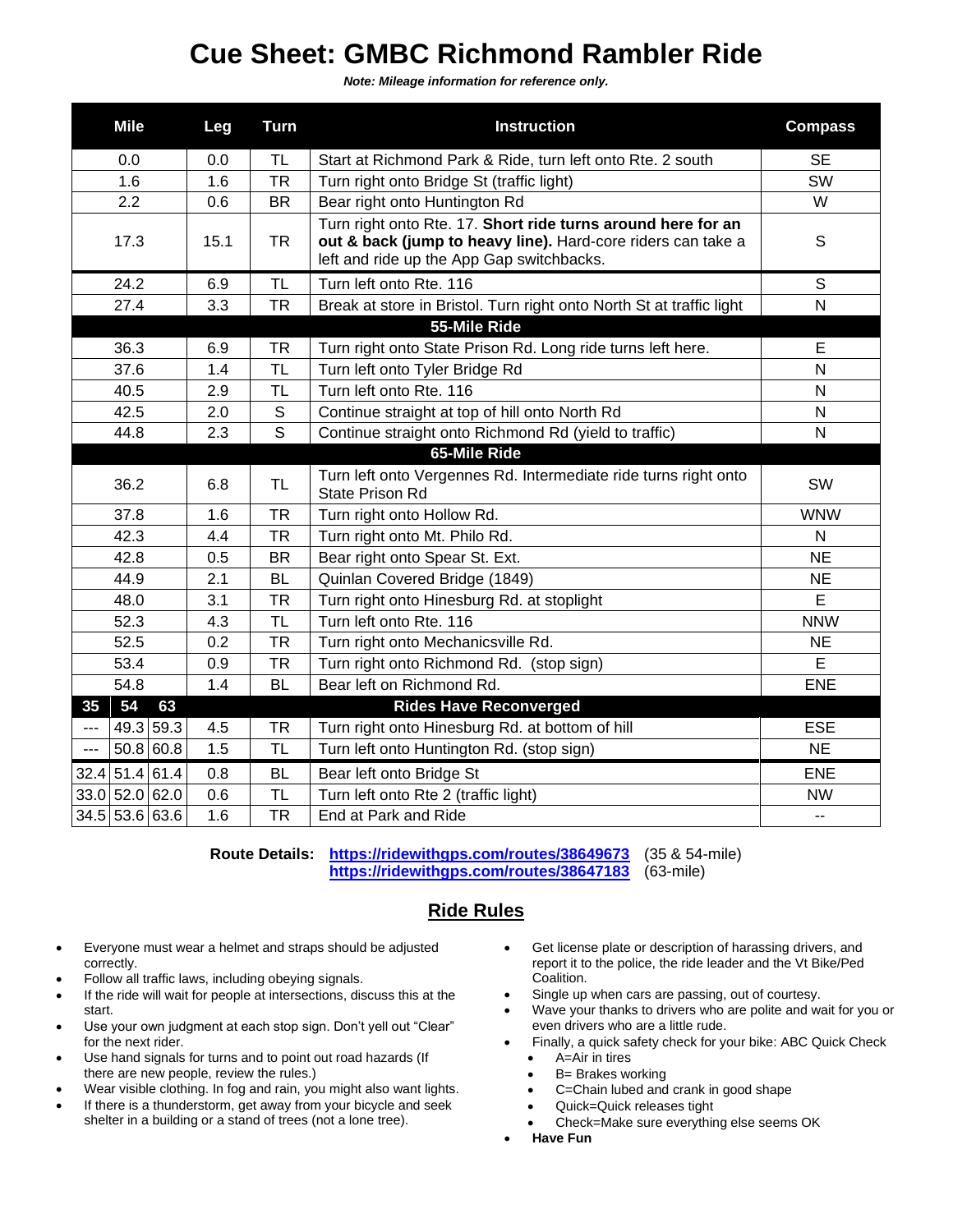# Cue Sheet: GMBC Richmond Rambler Ride

***Note: Mileage information for reference only.***

| Mile | | | Leg | Turn | Instruction | Compass |
|---|---|---|---|---|---|---|
| 0.0 | | | 0.0 | TL | Start at Richmond Park & Ride, turn left onto Rte. 2 south | SE |
| 1.6 | | | 1.6 | TR | Turn right onto Bridge St (traffic light) | SW |
| 2.2 | | | 0.6 | BR | Bear right onto Huntington Rd | W |
| 17.3 | | | 15.1 | TR | Turn right onto Rte. 17. **Short ride turns around here for an out & back (jump to heavy line).** Hard-core riders can take a left and ride up the App Gap switchbacks. | S |
| 24.2 | | | 6.9 | TL | Turn left onto Rte. 116 | S |
| 27.4 | | | 3.3 | TR | Break at store in Bristol. Turn right onto North St at traffic light | N |
| **55-Mile Ride** | | | | | | |
| 36.3 | | | 6.9 | TR | Turn right onto State Prison Rd. Long ride turns left here. | E |
| 37.6 | | | 1.4 | TL | Turn left onto Tyler Bridge Rd | N |
| 40.5 | | | 2.9 | TL | Turn left onto Rte. 116 | N |
| 42.5 | | | 2.0 | S | Continue straight at top of hill onto North Rd | N |
| 44.8 | | | 2.3 | S | Continue straight onto Richmond Rd (yield to traffic) | N |
| **65-Mile Ride** | | | | | | |
| 36.2 | | | 6.8 | TL | Turn left onto Vergennes Rd. Intermediate ride turns right onto State Prison Rd | SW |
| 37.8 | | | 1.6 | TR | Turn right onto Hollow Rd. | WNW |
| 42.3 | | | 4.4 | TR | Turn right onto Mt. Philo Rd. | N |
| 42.8 | | | 0.5 | BR | Bear right onto Spear St. Ext. | NE |
| 44.9 | | | 2.1 | BL | Quinlan Covered Bridge (1849) | NE |
| 48.0 | | | 3.1 | TR | Turn right onto Hinesburg Rd. at stoplight | E |
| 52.3 | | | 4.3 | TL | Turn left onto Rte. 116 | NNW |
| 52.5 | | | 0.2 | TR | Turn right onto Mechanicsville Rd. | NE |
| 53.4 | | | 0.9 | TR | Turn right onto Richmond Rd. (stop sign) | E |
| 54.8 | | | 1.4 | BL | Bear left on Richmond Rd. | ENE |
| **35** | **54** | **63** | | | **Rides Have Reconverged** | |
| --- | 49.3 | 59.3 | 4.5 | TR | Turn right onto Hinesburg Rd. at bottom of hill | ESE |
| --- | 50.8 | 60.8 | 1.5 | TL | Turn left onto Huntington Rd. (stop sign) | NE |
| 32.4 | 51.4 | 61.4 | 0.8 | BL | Bear left onto Bridge St | ENE |
| 33.0 | 52.0 | 62.0 | 0.6 | TL | Turn left onto Rte 2 (traffic light) | NW |
| 34.5 | 53.6 | 63.6 | 1.6 | TR | End at Park and Ride | -- |

**Route Details:** https://ridewithgps.com/routes/38649673 (35 & 54-mile)
https://ridewithgps.com/routes/38647183 (63-mile)

## Ride Rules

- Everyone must wear a helmet and straps should be adjusted correctly.
- Follow all traffic laws, including obeying signals.
- If the ride will wait for people at intersections, discuss this at the start.
- Use your own judgment at each stop sign. Don't yell out "Clear" for the next rider.
- Use hand signals for turns and to point out road hazards (If there are new people, review the rules.)
- Wear visible clothing. In fog and rain, you might also want lights.
- If there is a thunderstorm, get away from your bicycle and seek shelter in a building or a stand of trees (not a lone tree).
- Get license plate or description of harassing drivers, and report it to the police, the ride leader and the Vt Bike/Ped Coalition.
- Single up when cars are passing, out of courtesy.
- Wave your thanks to drivers who are polite and wait for you or even drivers who are a little rude.
- Finally, a quick safety check for your bike: ABC Quick Check
  - A=Air in tires
  - B= Brakes working
  - C=Chain lubed and crank in good shape
  - Quick=Quick releases tight
  - Check=Make sure everything else seems OK
- **Have Fun**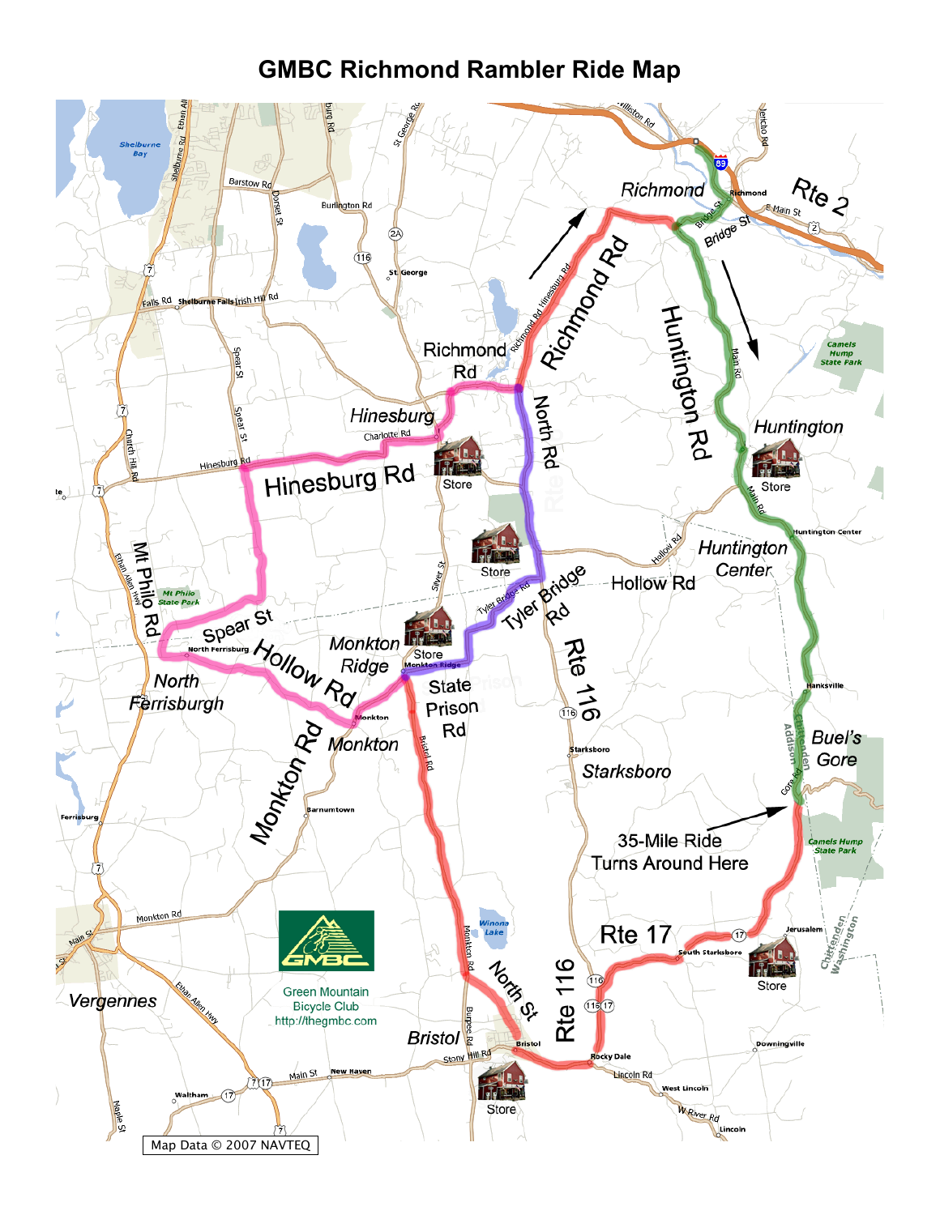# GMBC Richmond Rambler Ride Map

Richmond

Rte 2

Richmond Rd

Huntington Rd

Richmond Rd

Hinesburg

Hinesburg Rd

Store

North Rd

Store

Huntington

Store

Huntington Center

Hollow Rd

Tyler Bridge Rd

Spear St

Mt Philo Rd

Hollow Rd

Monkton Ridge

Store

North Ferrisburgh

Monkton

Monkton Rd

State Prison Rd

Rte 116

Starksboro

Buel's Gore

35-Mile Ride Turns Around Here

Rte 17

Store

North St

Rte 116

Bristol

Store

Vergennes

Green Mountain Bicycle Club
http://thegmbc.com

Map Data © 2007 NAVTEQ